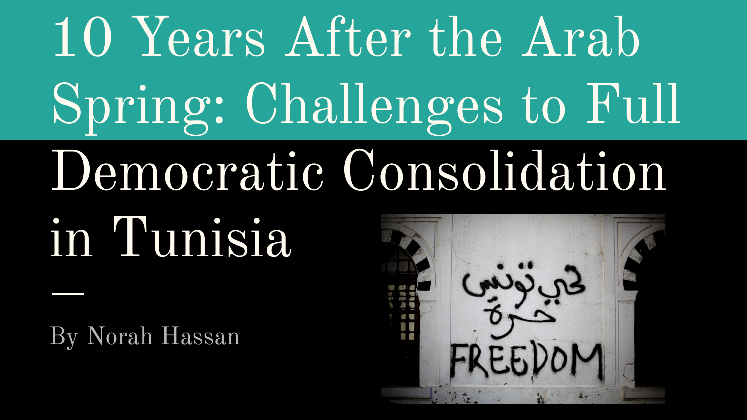# 10 Years After the Arab Spring: Challenges to Full Democratic Consolidation in Tunisia

By Norah Hassan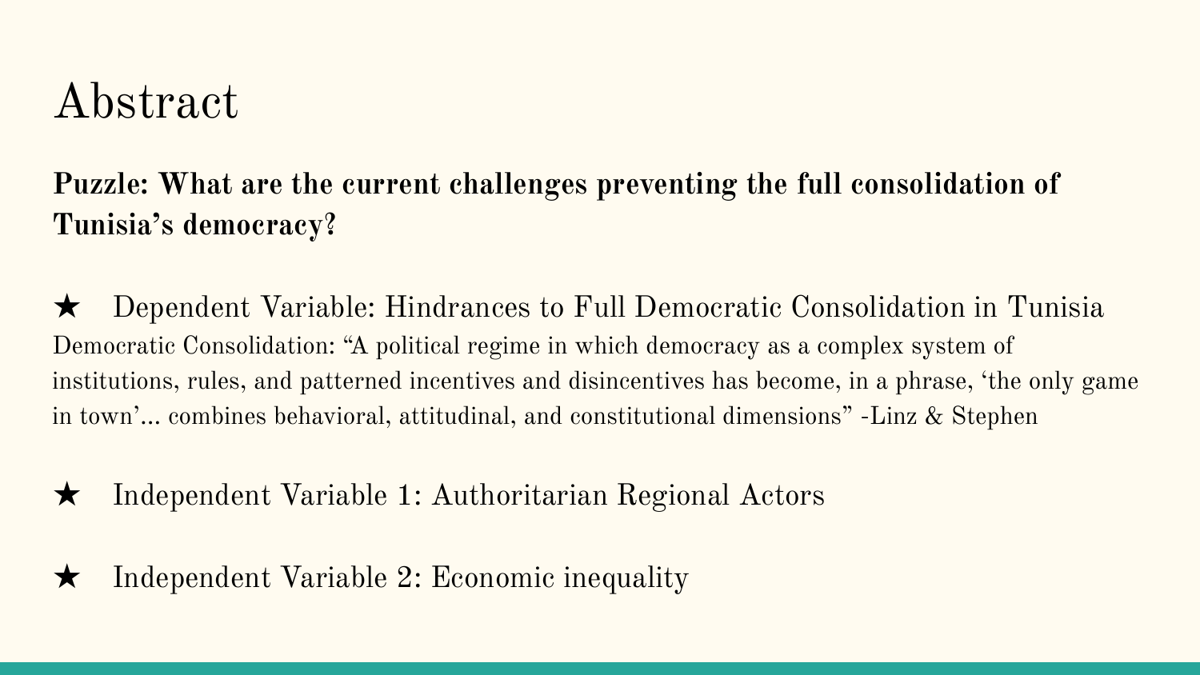# Abstract

**Puzzle: What are the current challenges preventing the full consolidation of Tunisia's democracy?**

★ Dependent Variable: Hindrances to Full Democratic Consolidation in Tunisia

Democratic Consolidation: "A political regime in which democracy as a complex system of institutions, rules, and patterned incentives and disincentives has become, in a phrase, 'the only game in town'... combines behavioral, attitudinal, and constitutional dimensions" -Linz & Stephen

★ Independent Variable 1: Authoritarian Regional Actors

★ Independent Variable 2: Economic inequality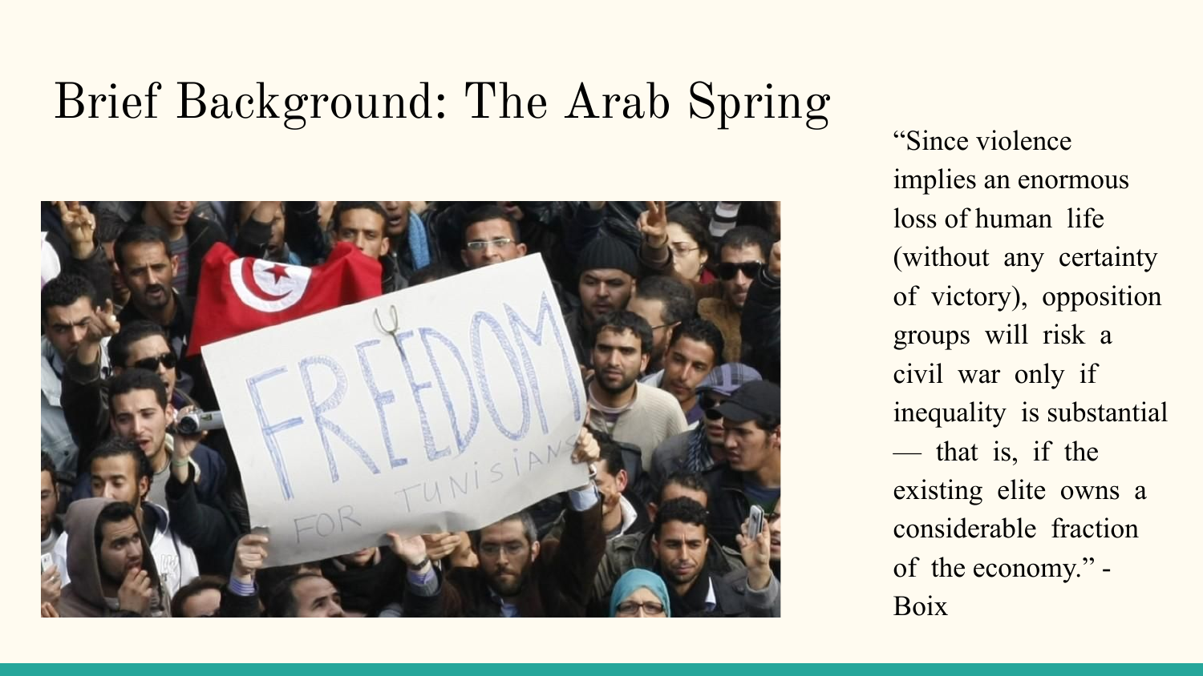# Brief Background: The Arab Spring

"Since violence implies an enormous loss of human life (without any certainty of victory), opposition groups will risk a civil war only if inequality is substantial — that is, if the existing elite owns a considerable fraction of the economy." - Boix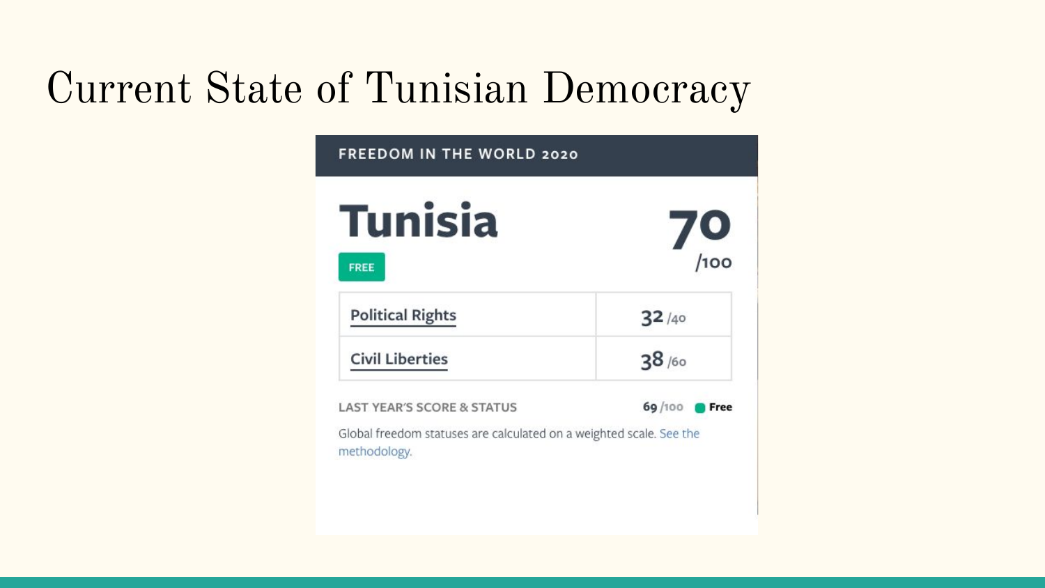# Current State of Tunisian Democracy

**FREEDOM IN THE WORLD 2020**

## Tunisia

**70** /100

FREE

| Political Rights | 32 /40 |
|---|---|
| Civil Liberties | 38 /60 |

LAST YEAR'S SCORE & STATUS: 69 /100 Free

Global freedom statuses are calculated on a weighted scale. See the methodology.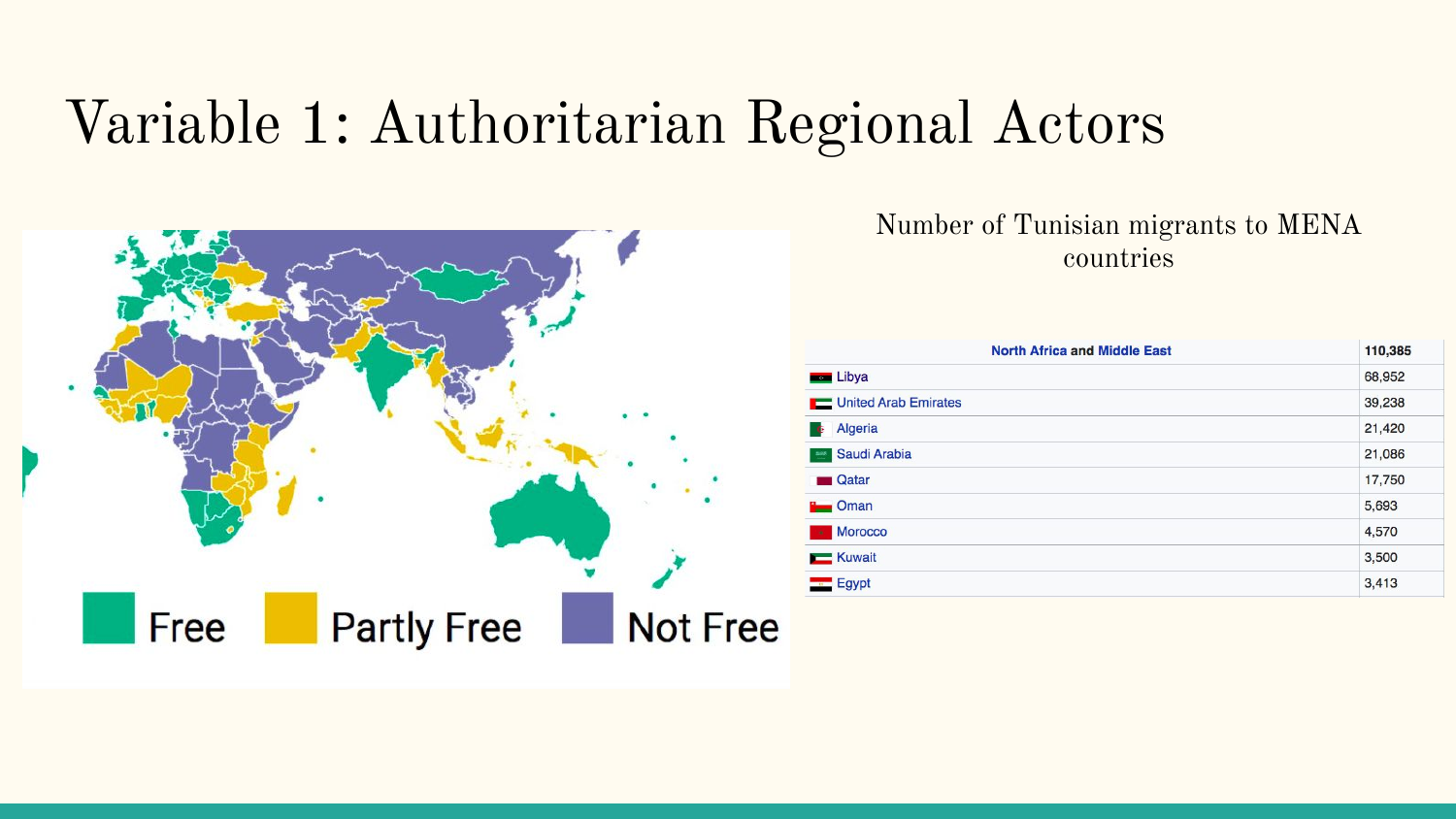# Variable 1: Authoritarian Regional Actors

Free    Partly Free    Not Free

Number of Tunisian migrants to MENA countries

| North Africa and Middle East | 110,385 |
| --- | --- |
| Libya | 68,952 |
| United Arab Emirates | 39,238 |
| Algeria | 21,420 |
| Saudi Arabia | 21,086 |
| Qatar | 17,750 |
| Oman | 5,693 |
| Morocco | 4,570 |
| Kuwait | 3,500 |
| Egypt | 3,413 |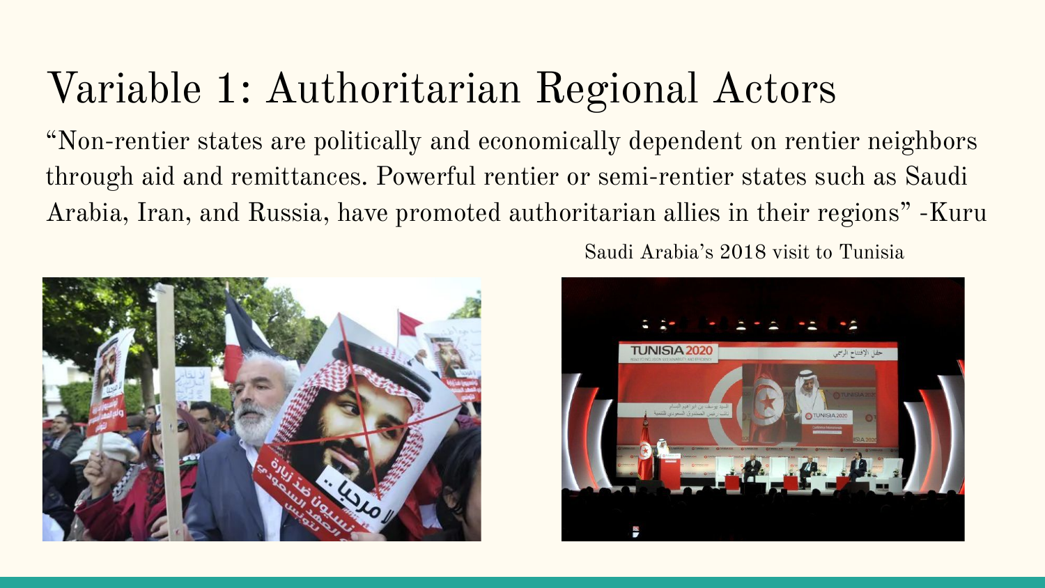# Variable 1: Authoritarian Regional Actors

"Non-rentier states are politically and economically dependent on rentier neighbors through aid and remittances. Powerful rentier or semi-rentier states such as Saudi Arabia, Iran, and Russia, have promoted authoritarian allies in their regions" -Kuru

Saudi Arabia's 2018 visit to Tunisia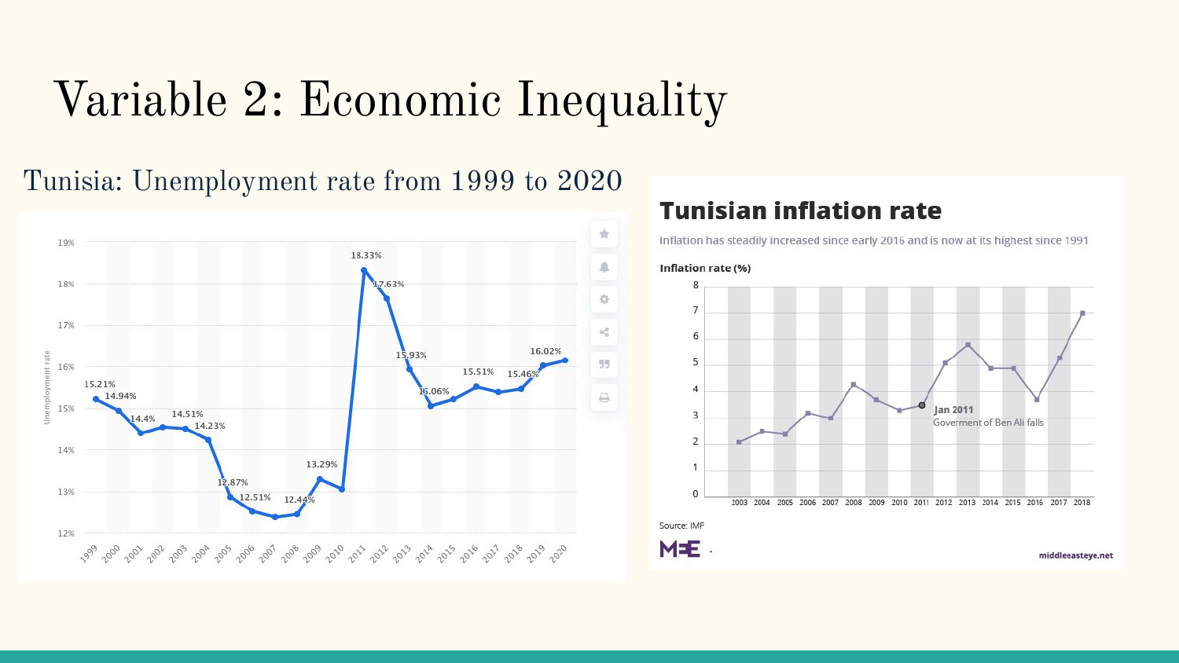# Variable 2: Economic Inequality

Tunisia: Unemployment rate from 1999 to 2020

Unemployment rate

| Year | Unemployment rate |
|---|---|
| 1999 | 15.21% |
| 2000 | 14.94% |
| 2001 | 14.4% |
| 2002 | |
| 2003 | 14.51% |
| 2004 | 14.23% |
| 2005 | 12.87% |
| 2006 | 12.51% |
| 2007 | |
| 2008 | 12.44% |
| 2009 | 13.29% |
| 2010 | |
| 2011 | 18.33% |
| 2012 | 17.63% |
| 2013 | 15.93% |
| 2014 | 15.06% |
| 2015 | |
| 2016 | 15.51% |
| 2017 | |
| 2018 | 15.46% |
| 2019 | 16.02% |
| 2020 | |

**Tunisian inflation rate**

Inflation has steadily increased since early 2016 and is now at its highest since 1991

**Inflation rate (%)**

Jan 2011
Goverment of Ben Ali falls

Source: IMF

middleeasteye.net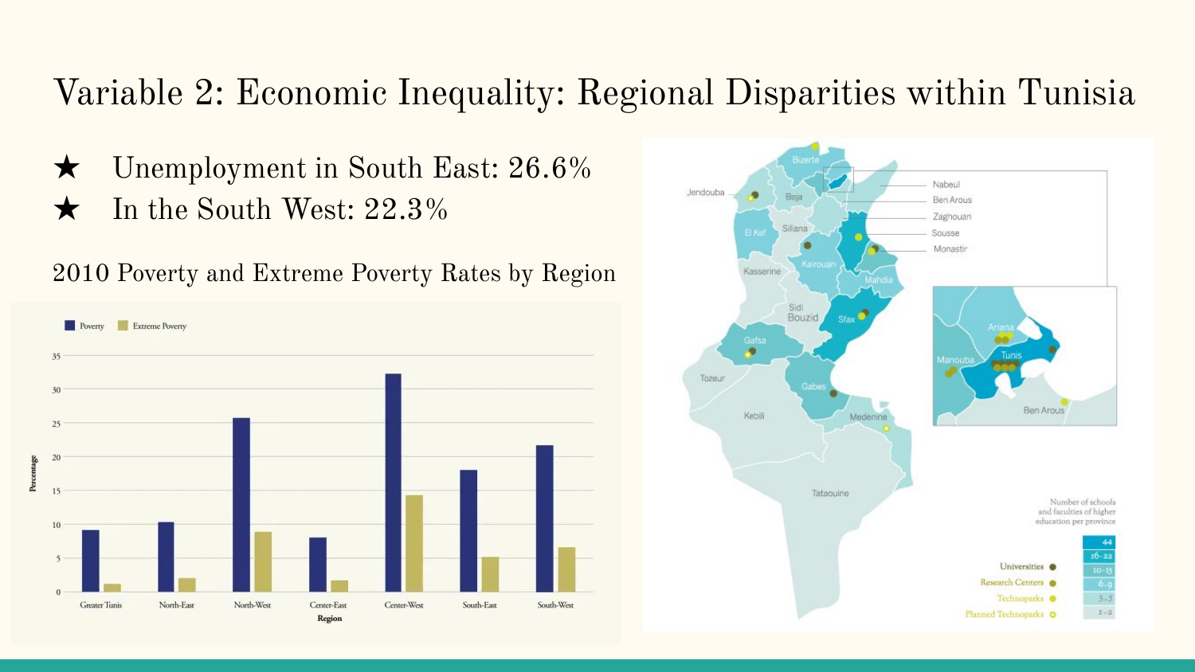# Variable 2: Economic Inequality: Regional Disparities within Tunisia

- ★ Unemployment in South East: 26.6%
- ★ In the South West: 22.3%

2010 Poverty and Extreme Poverty Rates by Region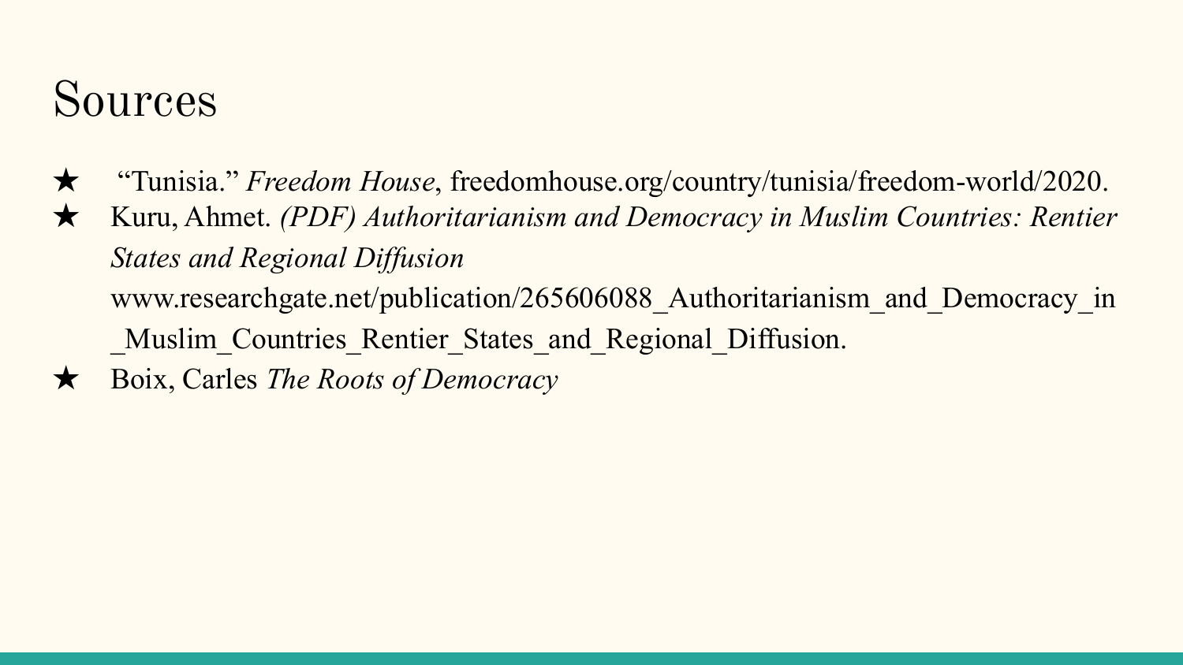# Sources

- “Tunisia.” *Freedom House*, freedomhouse.org/country/tunisia/freedom-world/2020.
- Kuru, Ahmet. *(PDF) Authoritarianism and Democracy in Muslim Countries: Rentier States and Regional Diffusion* www.researchgate.net/publication/265606088_Authoritarianism_and_Democracy_in_Muslim_Countries_Rentier_States_and_Regional_Diffusion.
- Boix, Carles *The Roots of Democracy*